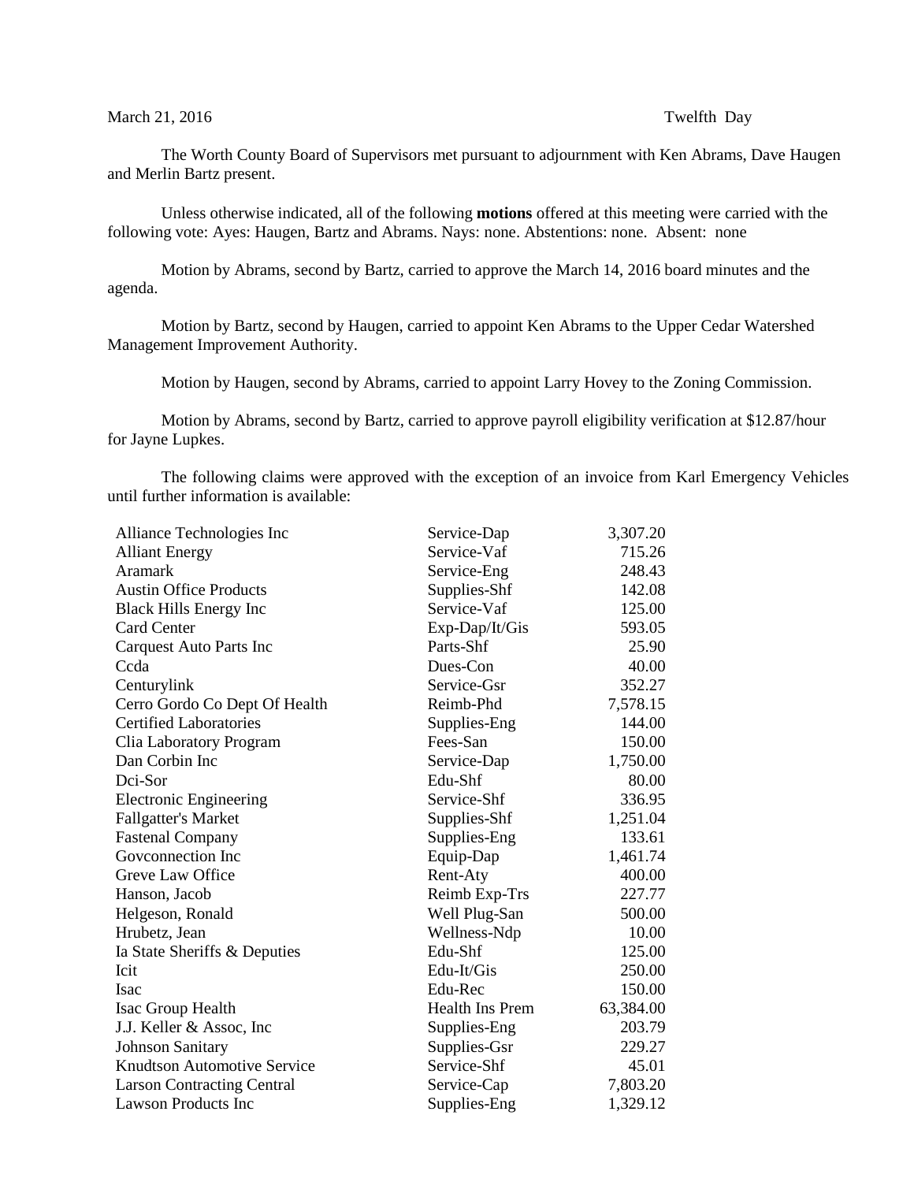March 21, 2016 Twelfth Day

The Worth County Board of Supervisors met pursuant to adjournment with Ken Abrams, Dave Haugen and Merlin Bartz present.

Unless otherwise indicated, all of the following **motions** offered at this meeting were carried with the following vote: Ayes: Haugen, Bartz and Abrams. Nays: none. Abstentions: none. Absent: none

Motion by Abrams, second by Bartz, carried to approve the March 14, 2016 board minutes and the agenda.

Motion by Bartz, second by Haugen, carried to appoint Ken Abrams to the Upper Cedar Watershed Management Improvement Authority.

Motion by Haugen, second by Abrams, carried to appoint Larry Hovey to the Zoning Commission.

Motion by Abrams, second by Bartz, carried to approve payroll eligibility verification at $12.87/hour for Jayne Lupkes.

The following claims were approved with the exception of an invoice from Karl Emergency Vehicles until further information is available:

| | | |
|---|---|---|
| Alliance Technologies Inc | Service-Dap | 3,307.20 |
| Alliant Energy | Service-Vaf | 715.26 |
| Aramark | Service-Eng | 248.43 |
| Austin Office Products | Supplies-Shf | 142.08 |
| Black Hills Energy Inc | Service-Vaf | 125.00 |
| Card Center | Exp-Dap/It/Gis | 593.05 |
| Carquest Auto Parts Inc | Parts-Shf | 25.90 |
| Ccda | Dues-Con | 40.00 |
| Centurylink | Service-Gsr | 352.27 |
| Cerro Gordo Co Dept Of Health | Reimb-Phd | 7,578.15 |
| Certified Laboratories | Supplies-Eng | 144.00 |
| Clia Laboratory Program | Fees-San | 150.00 |
| Dan Corbin Inc | Service-Dap | 1,750.00 |
| Dci-Sor | Edu-Shf | 80.00 |
| Electronic Engineering | Service-Shf | 336.95 |
| Fallgatter's Market | Supplies-Shf | 1,251.04 |
| Fastenal Company | Supplies-Eng | 133.61 |
| Govconnection Inc | Equip-Dap | 1,461.74 |
| Greve Law Office | Rent-Aty | 400.00 |
| Hanson, Jacob | Reimb Exp-Trs | 227.77 |
| Helgeson, Ronald | Well Plug-San | 500.00 |
| Hrubetz, Jean | Wellness-Ndp | 10.00 |
| Ia State Sheriffs & Deputies | Edu-Shf | 125.00 |
| Icit | Edu-It/Gis | 250.00 |
| Isac | Edu-Rec | 150.00 |
| Isac Group Health | Health Ins Prem | 63,384.00 |
| J.J. Keller & Assoc, Inc | Supplies-Eng | 203.79 |
| Johnson Sanitary | Supplies-Gsr | 229.27 |
| Knudtson Automotive Service | Service-Shf | 45.01 |
| Larson Contracting Central | Service-Cap | 7,803.20 |
| Lawson Products Inc | Supplies-Eng | 1,329.12 |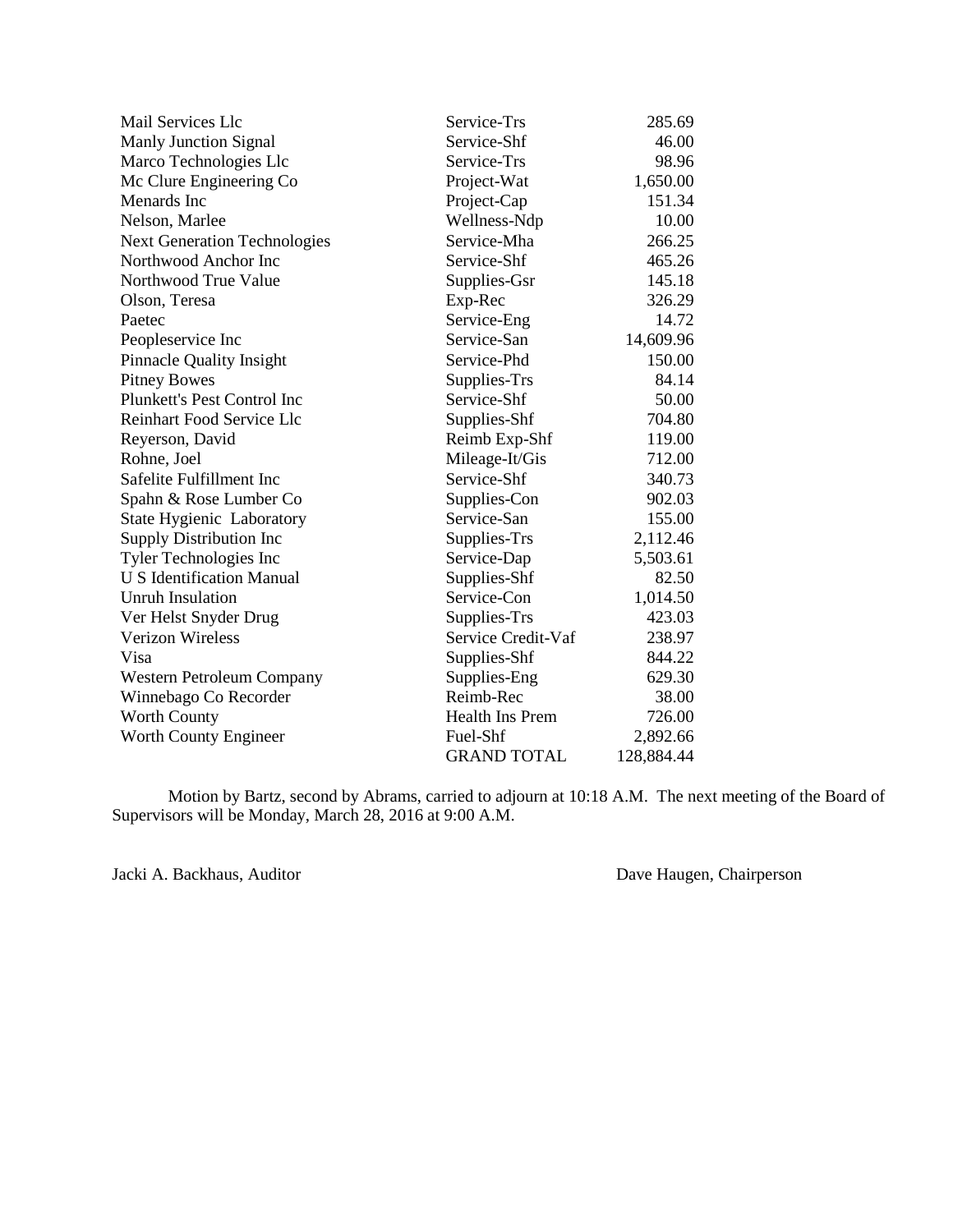| | | |
|---|---|---|
| Mail Services Llc | Service-Trs | 285.69 |
| Manly Junction Signal | Service-Shf | 46.00 |
| Marco Technologies Llc | Service-Trs | 98.96 |
| Mc Clure Engineering Co | Project-Wat | 1,650.00 |
| Menards Inc | Project-Cap | 151.34 |
| Nelson, Marlee | Wellness-Ndp | 10.00 |
| Next Generation Technologies | Service-Mha | 266.25 |
| Northwood Anchor Inc | Service-Shf | 465.26 |
| Northwood True Value | Supplies-Gsr | 145.18 |
| Olson, Teresa | Exp-Rec | 326.29 |
| Paetec | Service-Eng | 14.72 |
| Peopleservice Inc | Service-San | 14,609.96 |
| Pinnacle Quality Insight | Service-Phd | 150.00 |
| Pitney Bowes | Supplies-Trs | 84.14 |
| Plunkett's Pest Control Inc | Service-Shf | 50.00 |
| Reinhart Food Service Llc | Supplies-Shf | 704.80 |
| Reyerson, David | Reimb Exp-Shf | 119.00 |
| Rohne, Joel | Mileage-It/Gis | 712.00 |
| Safelite Fulfillment Inc | Service-Shf | 340.73 |
| Spahn & Rose Lumber Co | Supplies-Con | 902.03 |
| State Hygienic Laboratory | Service-San | 155.00 |
| Supply Distribution Inc | Supplies-Trs | 2,112.46 |
| Tyler Technologies Inc | Service-Dap | 5,503.61 |
| U S Identification Manual | Supplies-Shf | 82.50 |
| Unruh Insulation | Service-Con | 1,014.50 |
| Ver Helst Snyder Drug | Supplies-Trs | 423.03 |
| Verizon Wireless | Service Credit-Vaf | 238.97 |
| Visa | Supplies-Shf | 844.22 |
| Western Petroleum Company | Supplies-Eng | 629.30 |
| Winnebago Co Recorder | Reimb-Rec | 38.00 |
| Worth County | Health Ins Prem | 726.00 |
| Worth County Engineer | Fuel-Shf | 2,892.66 |
| | GRAND TOTAL | 128,884.44 |

Motion by Bartz, second by Abrams, carried to adjourn at 10:18 A.M. The next meeting of the Board of Supervisors will be Monday, March 28, 2016 at 9:00 A.M.

Jacki A. Backhaus, Auditor

Dave Haugen, Chairperson